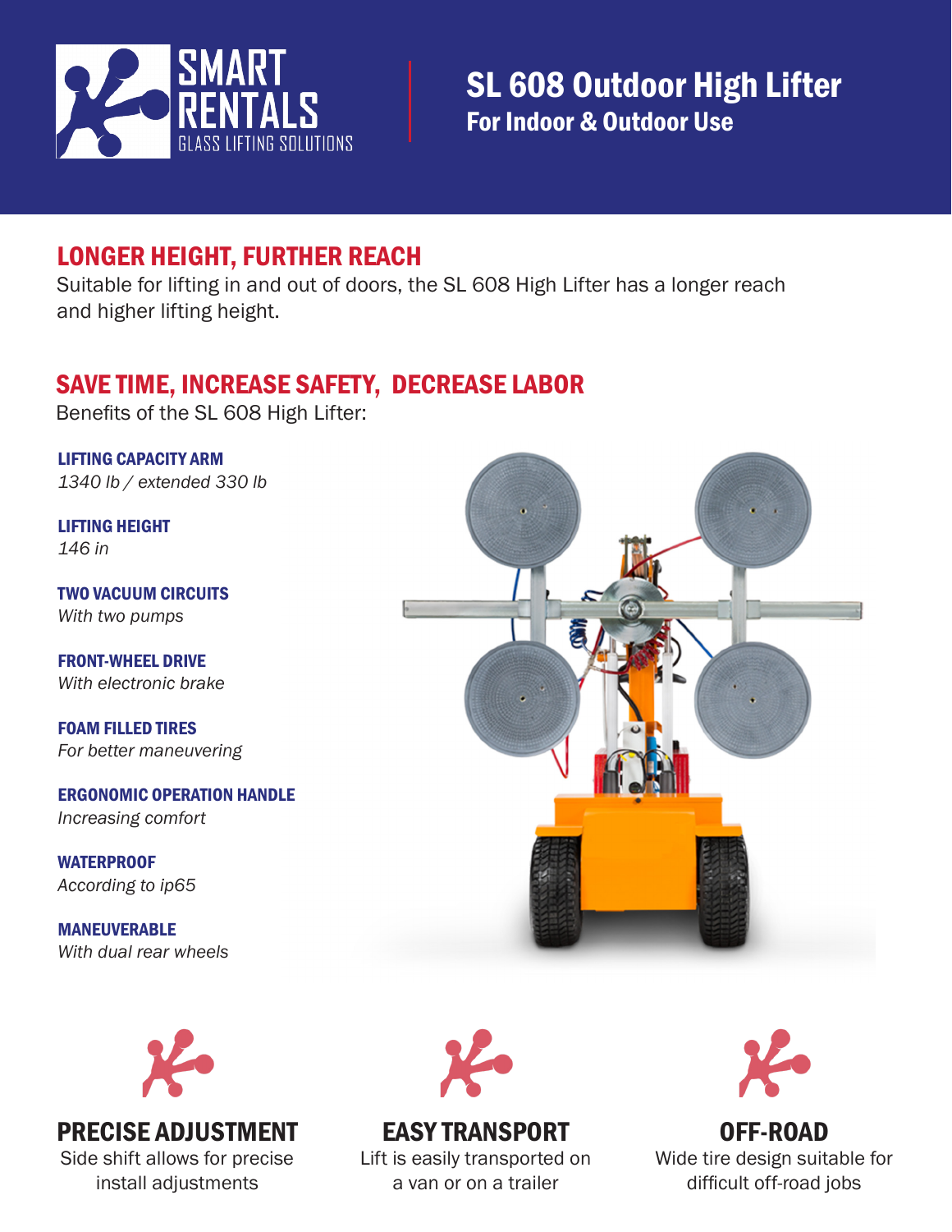# SMART RENTALS
GLASS LIFTING SOLUTIONS

# SL 608 Outdoor High Lifter
**For Indoor & Outdoor Use**

## LONGER HEIGHT, FURTHER REACH

Suitable for lifting in and out of doors, the SL 608 High Lifter has a longer reach and higher lifting height.

## SAVE TIME, INCREASE SAFETY, DECREASE LABOR

Benefits of the SL 608 High Lifter:

**LIFTING CAPACITY ARM**
*1340 lb / extended 330 lb*

**LIFTING HEIGHT**
*146 in*

**TWO VACUUM CIRCUITS**
*With two pumps*

**FRONT-WHEEL DRIVE**
*With electronic brake*

**FOAM FILLED TIRES**
*For better maneuvering*

**ERGONOMIC OPERATION HANDLE**
*Increasing comfort*

**WATERPROOF**
*According to ip65*

**MANEUVERABLE**
*With dual rear wheels*

### PRECISE ADJUSTMENT
Side shift allows for precise install adjustments

### EASY TRANSPORT
Lift is easily transported on a van or on a trailer

### OFF-ROAD
Wide tire design suitable for difficult off-road jobs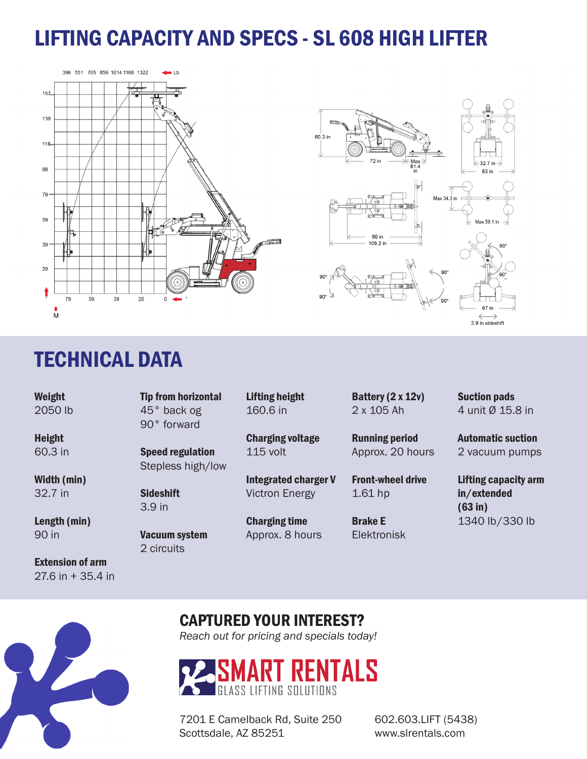# LIFTING CAPACITY AND SPECS - SL 608 HIGH LIFTER

396 551 705 859 1014 1168 1322 Lb

157
138
118
98
79
59
39
20

79 59 39 20 0

M

60.3 in
72 in
Max 61.4 in
32.7 in
63 in
Max 34.3 in
Max 59.1 in
90 in
109.2 in
90°
90°
90°
90°
90°
90°
67 in
3.9 in sideshift

## TECHNICAL DATA

**Weight**
2050 lb

**Height**
60.3 in

**Width (min)**
32.7 in

**Length (min)**
90 in

**Extension of arm**
27.6 in + 35.4 in

**Tip from horizontal**
45° back og
90° forward

**Speed regulation**
Stepless high/low

**Sideshift**
3.9 in

**Vacuum system**
2 circuits

**Lifting height**
160.6 in

**Charging voltage**
115 volt

**Integrated charger V**
Victron Energy

**Charging time**
Approx. 8 hours

**Battery (2 x 12v)**
2 x 105 Ah

**Running period**
Approx. 20 hours

**Front-wheel drive**
1.61 hp

**Brake E**
Elektronisk

**Suction pads**
4 unit Ø 15.8 in

**Automatic suction**
2 vacuum pumps

**Lifting capacity arm in/extended (63 in)**
1340 lb/330 lb

## CAPTURED YOUR INTEREST?

*Reach out for pricing and specials today!*

SMART RENTALS
GLASS LIFTING SOLUTIONS

7201 E Camelback Rd, Suite 250
Scottsdale, AZ 85251

602.603.LIFT (5438)
www.slrentals.com